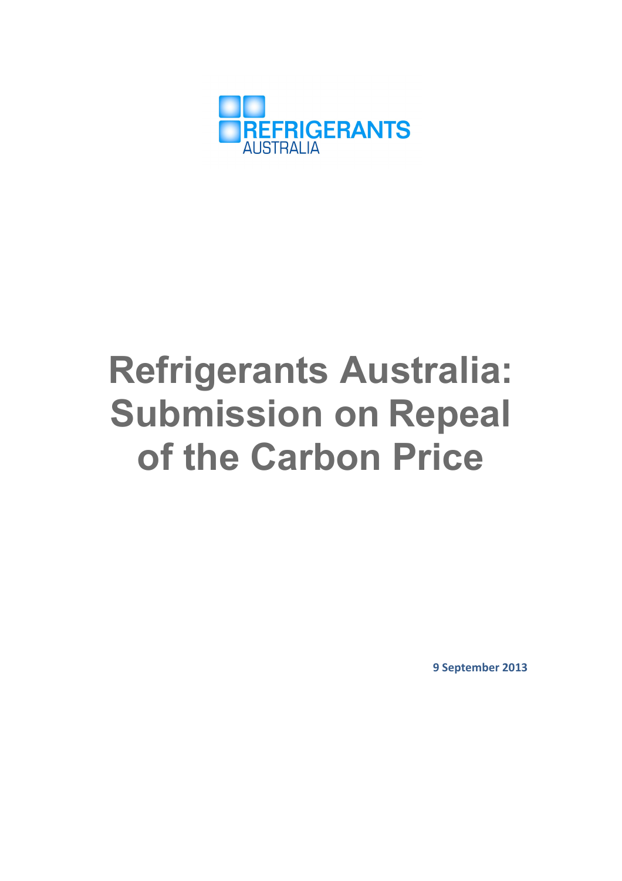REFRIGERANTS
AUSTRALIA

# Refrigerants Australia: Submission on Repeal of the Carbon Price

**9 September 2013**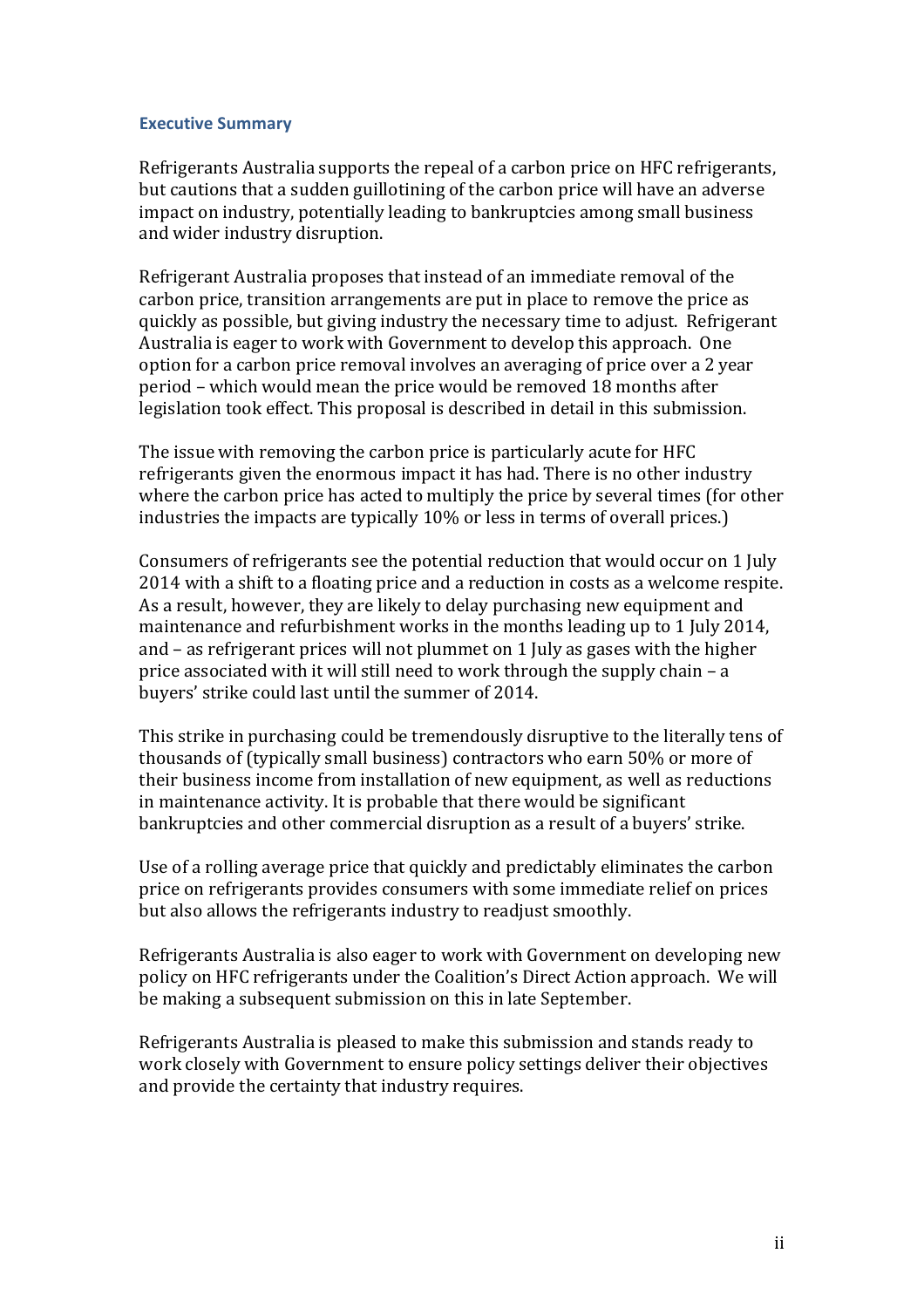## Executive Summary

Refrigerants Australia supports the repeal of a carbon price on HFC refrigerants, but cautions that a sudden guillotining of the carbon price will have an adverse impact on industry, potentially leading to bankruptcies among small business and wider industry disruption.

Refrigerant Australia proposes that instead of an immediate removal of the carbon price, transition arrangements are put in place to remove the price as quickly as possible, but giving industry the necessary time to adjust. Refrigerant Australia is eager to work with Government to develop this approach. One option for a carbon price removal involves an averaging of price over a 2 year period – which would mean the price would be removed 18 months after legislation took effect. This proposal is described in detail in this submission.

The issue with removing the carbon price is particularly acute for HFC refrigerants given the enormous impact it has had. There is no other industry where the carbon price has acted to multiply the price by several times (for other industries the impacts are typically 10% or less in terms of overall prices.)

Consumers of refrigerants see the potential reduction that would occur on 1 July 2014 with a shift to a floating price and a reduction in costs as a welcome respite. As a result, however, they are likely to delay purchasing new equipment and maintenance and refurbishment works in the months leading up to 1 July 2014, and – as refrigerant prices will not plummet on 1 July as gases with the higher price associated with it will still need to work through the supply chain – a buyers' strike could last until the summer of 2014.

This strike in purchasing could be tremendously disruptive to the literally tens of thousands of (typically small business) contractors who earn 50% or more of their business income from installation of new equipment, as well as reductions in maintenance activity. It is probable that there would be significant bankruptcies and other commercial disruption as a result of a buyers' strike.

Use of a rolling average price that quickly and predictably eliminates the carbon price on refrigerants provides consumers with some immediate relief on prices but also allows the refrigerants industry to readjust smoothly.

Refrigerants Australia is also eager to work with Government on developing new policy on HFC refrigerants under the Coalition's Direct Action approach. We will be making a subsequent submission on this in late September.

Refrigerants Australia is pleased to make this submission and stands ready to work closely with Government to ensure policy settings deliver their objectives and provide the certainty that industry requires.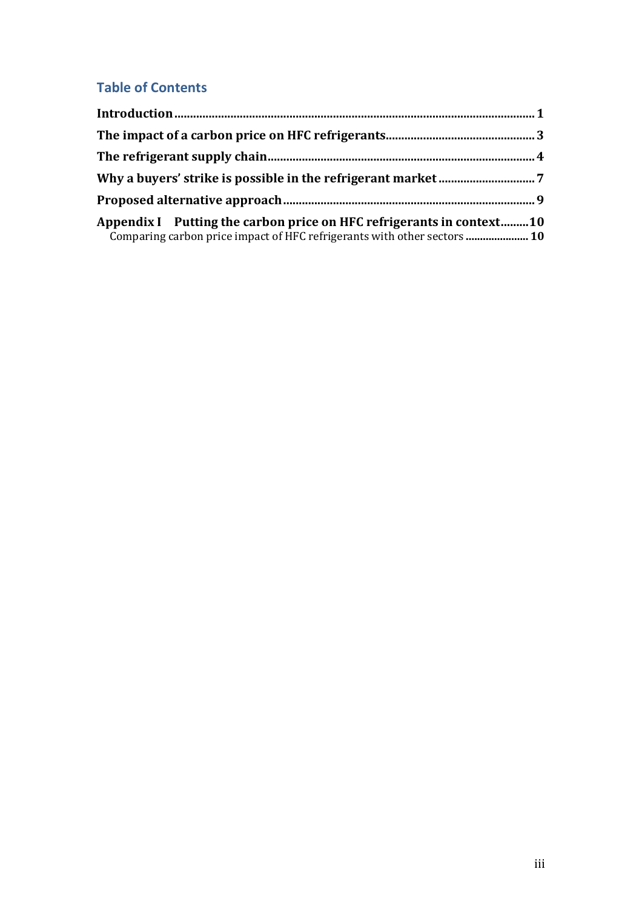## Table of Contents

**Introduction** .......... **1**

**The impact of a carbon price on HFC refrigerants** .......... **3**

**The refrigerant supply chain** .......... **4**

**Why a buyers' strike is possible in the refrigerant market** .......... **7**

**Proposed alternative approach** .......... **9**

**Appendix I Putting the carbon price on HFC refrigerants in context** .......... **10**

Comparing carbon price impact of HFC refrigerants with other sectors .......... **10**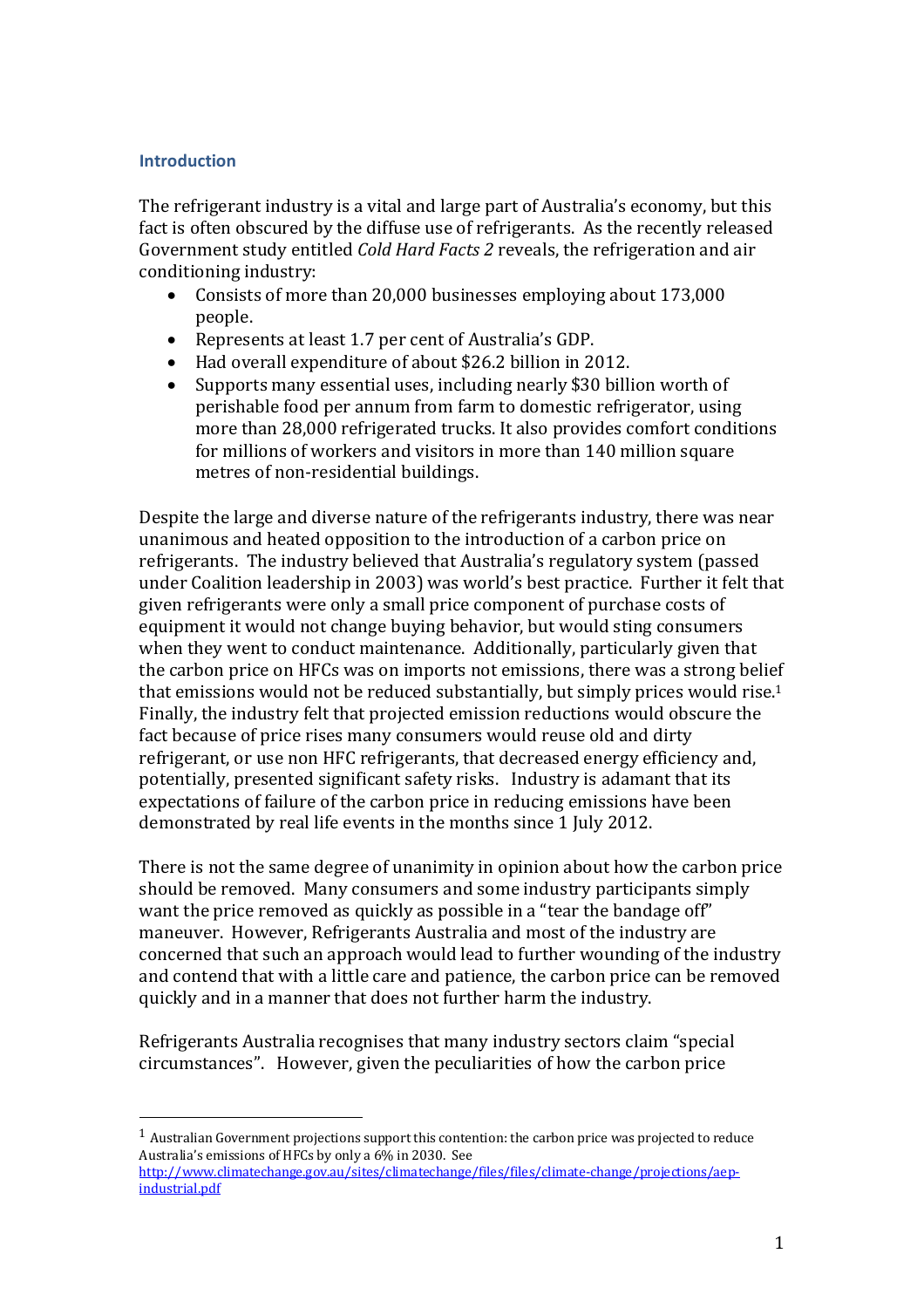## Introduction

The refrigerant industry is a vital and large part of Australia's economy, but this fact is often obscured by the diffuse use of refrigerants. As the recently released Government study entitled *Cold Hard Facts 2* reveals, the refrigeration and air conditioning industry:

- Consists of more than 20,000 businesses employing about 173,000 people.
- Represents at least 1.7 per cent of Australia's GDP.
- Had overall expenditure of about $26.2 billion in 2012.
- Supports many essential uses, including nearly $30 billion worth of perishable food per annum from farm to domestic refrigerator, using more than 28,000 refrigerated trucks. It also provides comfort conditions for millions of workers and visitors in more than 140 million square metres of non-residential buildings.

Despite the large and diverse nature of the refrigerants industry, there was near unanimous and heated opposition to the introduction of a carbon price on refrigerants. The industry believed that Australia's regulatory system (passed under Coalition leadership in 2003) was world's best practice. Further it felt that given refrigerants were only a small price component of purchase costs of equipment it would not change buying behavior, but would sting consumers when they went to conduct maintenance. Additionally, particularly given that the carbon price on HFCs was on imports not emissions, there was a strong belief that emissions would not be reduced substantially, but simply prices would rise.[1] Finally, the industry felt that projected emission reductions would obscure the fact because of price rises many consumers would reuse old and dirty refrigerant, or use non HFC refrigerants, that decreased energy efficiency and, potentially, presented significant safety risks. Industry is adamant that its expectations of failure of the carbon price in reducing emissions have been demonstrated by real life events in the months since 1 July 2012.

There is not the same degree of unanimity in opinion about how the carbon price should be removed. Many consumers and some industry participants simply want the price removed as quickly as possible in a "tear the bandage off" maneuver. However, Refrigerants Australia and most of the industry are concerned that such an approach would lead to further wounding of the industry and contend that with a little care and patience, the carbon price can be removed quickly and in a manner that does not further harm the industry.

Refrigerants Australia recognises that many industry sectors claim "special circumstances". However, given the peculiarities of how the carbon price

---

[1] Australian Government projections support this contention: the carbon price was projected to reduce Australia's emissions of HFCs by only a 6% in 2030. See http://www.climatechange.gov.au/sites/climatechange/files/files/climate-change/projections/aep-industrial.pdf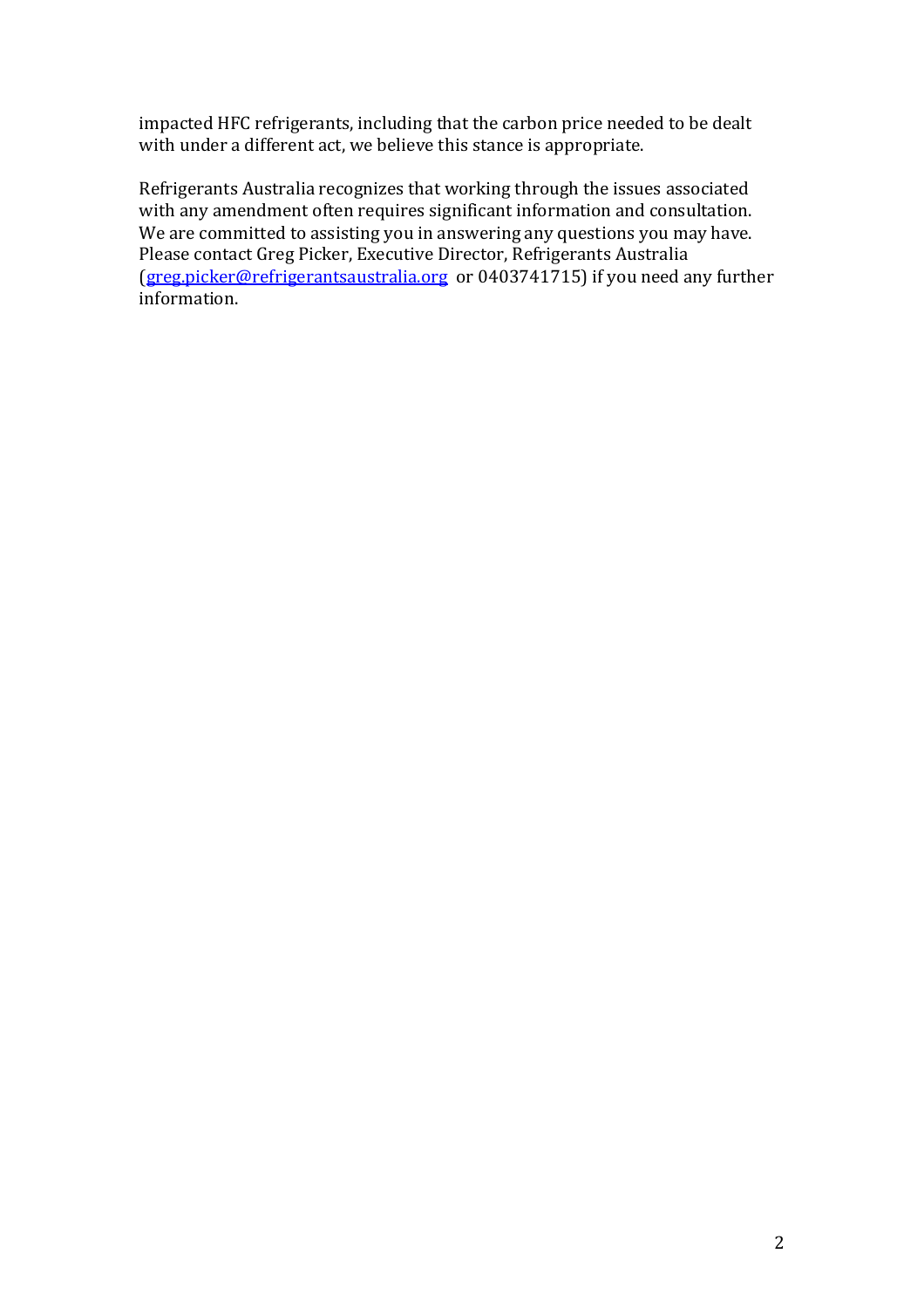impacted HFC refrigerants, including that the carbon price needed to be dealt with under a different act, we believe this stance is appropriate.

Refrigerants Australia recognizes that working through the issues associated with any amendment often requires significant information and consultation. We are committed to assisting you in answering any questions you may have. Please contact Greg Picker, Executive Director, Refrigerants Australia (greg.picker@refrigerantsaustralia.org or 0403741715) if you need any further information.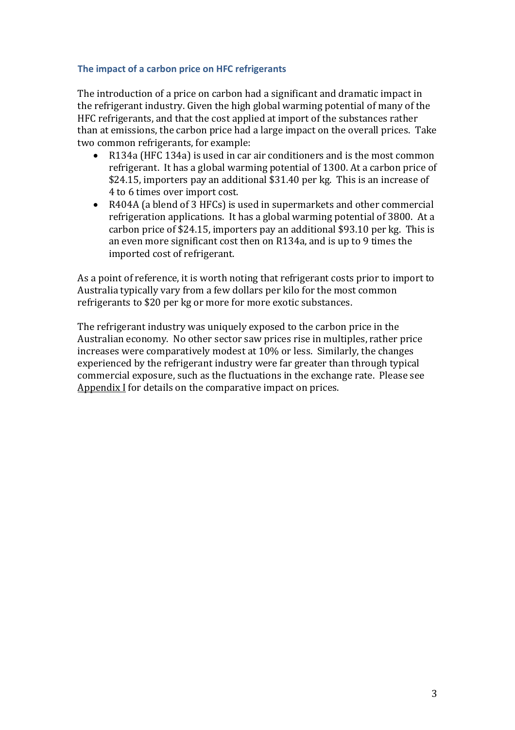### The impact of a carbon price on HFC refrigerants

The introduction of a price on carbon had a significant and dramatic impact in the refrigerant industry. Given the high global warming potential of many of the HFC refrigerants, and that the cost applied at import of the substances rather than at emissions, the carbon price had a large impact on the overall prices. Take two common refrigerants, for example:

- R134a (HFC 134a) is used in car air conditioners and is the most common refrigerant. It has a global warming potential of 1300. At a carbon price of $24.15, importers pay an additional $31.40 per kg. This is an increase of 4 to 6 times over import cost.
- R404A (a blend of 3 HFCs) is used in supermarkets and other commercial refrigeration applications. It has a global warming potential of 3800. At a carbon price of $24.15, importers pay an additional $93.10 per kg. This is an even more significant cost then on R134a, and is up to 9 times the imported cost of refrigerant.

As a point of reference, it is worth noting that refrigerant costs prior to import to Australia typically vary from a few dollars per kilo for the most common refrigerants to $20 per kg or more for more exotic substances.

The refrigerant industry was uniquely exposed to the carbon price in the Australian economy. No other sector saw prices rise in multiples, rather price increases were comparatively modest at 10% or less. Similarly, the changes experienced by the refrigerant industry were far greater than through typical commercial exposure, such as the fluctuations in the exchange rate. Please see Appendix I for details on the comparative impact on prices.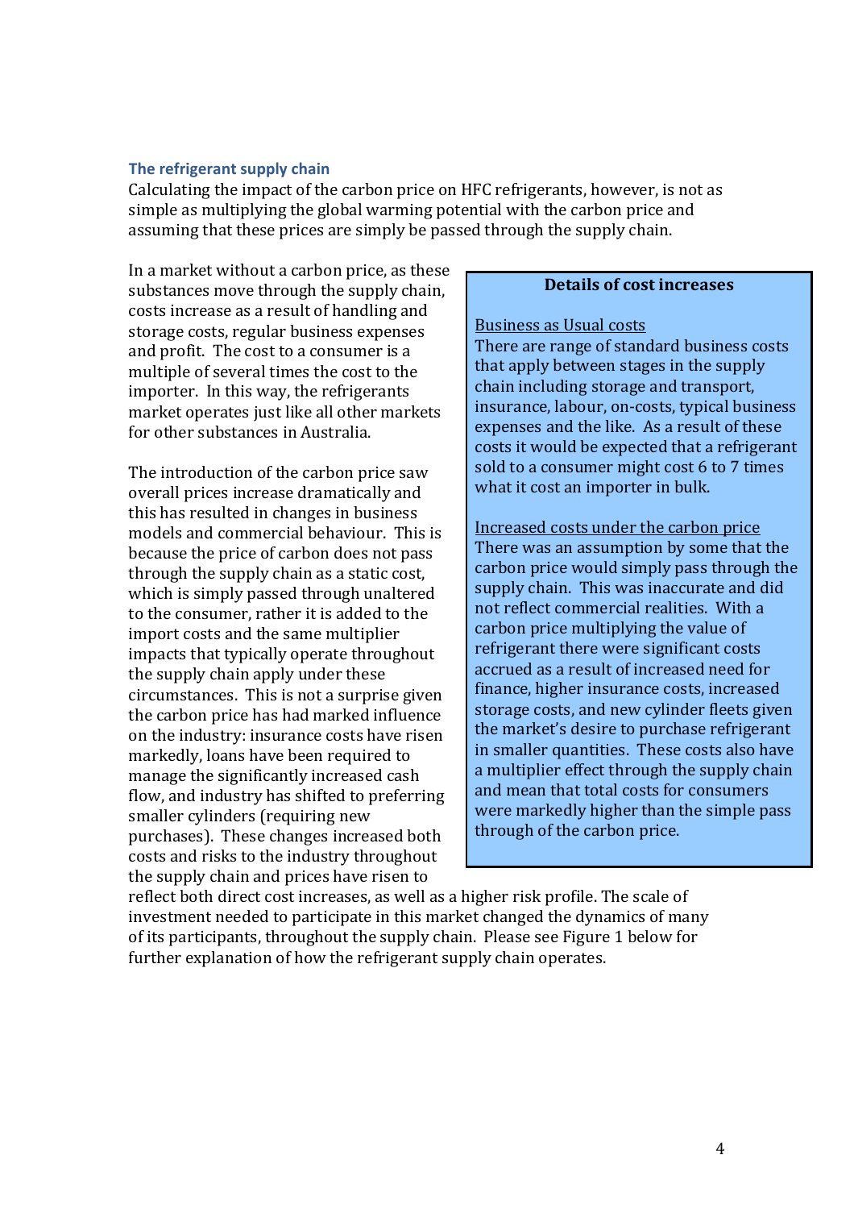### The refrigerant supply chain

Calculating the impact of the carbon price on HFC refrigerants, however, is not as simple as multiplying the global warming potential with the carbon price and assuming that these prices are simply be passed through the supply chain.

In a market without a carbon price, as these substances move through the supply chain, costs increase as a result of handling and storage costs, regular business expenses and profit. The cost to a consumer is a multiple of several times the cost to the importer. In this way, the refrigerants market operates just like all other markets for other substances in Australia.

The introduction of the carbon price saw overall prices increase dramatically and this has resulted in changes in business models and commercial behaviour. This is because the price of carbon does not pass through the supply chain as a static cost, which is simply passed through unaltered to the consumer, rather it is added to the import costs and the same multiplier impacts that typically operate throughout the supply chain apply under these circumstances. This is not a surprise given the carbon price has had marked influence on the industry: insurance costs have risen markedly, loans have been required to manage the significantly increased cash flow, and industry has shifted to preferring smaller cylinders (requiring new purchases). These changes increased both costs and risks to the industry throughout the supply chain and prices have risen to reflect both direct cost increases, as well as a higher risk profile. The scale of investment needed to participate in this market changed the dynamics of many of its participants, throughout the supply chain. Please see Figure 1 below for further explanation of how the refrigerant supply chain operates.

> **Details of cost increases**
>
> Business as Usual costs
>
> There are range of standard business costs that apply between stages in the supply chain including storage and transport, insurance, labour, on-costs, typical business expenses and the like. As a result of these costs it would be expected that a refrigerant sold to a consumer might cost 6 to 7 times what it cost an importer in bulk.
>
> Increased costs under the carbon price
>
> There was an assumption by some that the carbon price would simply pass through the supply chain. This was inaccurate and did not reflect commercial realities. With a carbon price multiplying the value of refrigerant there were significant costs accrued as a result of increased need for finance, higher insurance costs, increased storage costs, and new cylinder fleets given the market's desire to purchase refrigerant in smaller quantities. These costs also have a multiplier effect through the supply chain and mean that total costs for consumers were markedly higher than the simple pass through of the carbon price.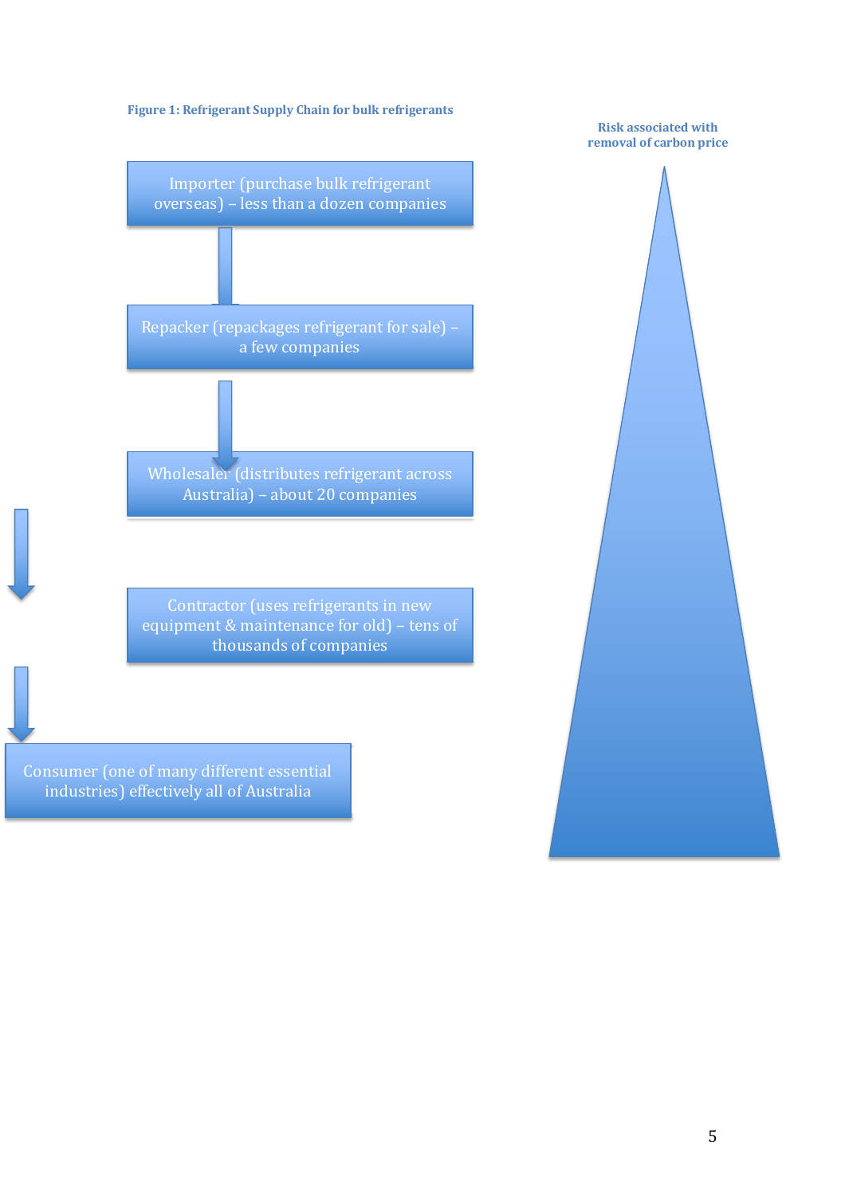**Figure 1: Refrigerant Supply Chain for bulk refrigerants**

Risk associated with removal of carbon price

Importer (purchase bulk refrigerant overseas) – less than a dozen companies

Repacker (repackages refrigerant for sale) – a few companies

Wholesaler (distributes refrigerant across Australia) – about 20 companies

Contractor (uses refrigerants in new equipment & maintenance for old) – tens of thousands of companies

Consumer (one of many different essential industries) effectively all of Australia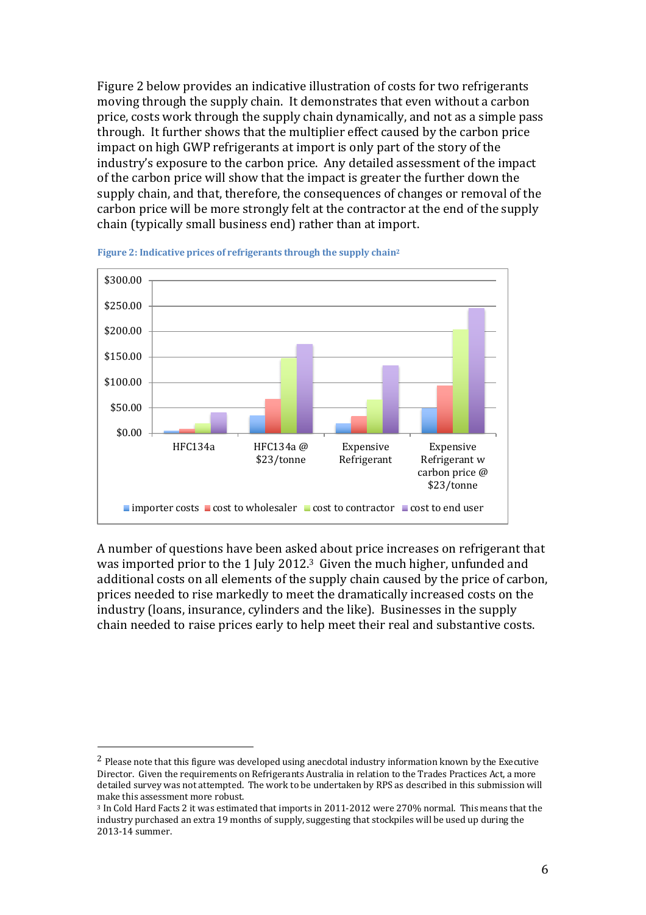Figure 2 below provides an indicative illustration of costs for two refrigerants moving through the supply chain. It demonstrates that even without a carbon price, costs work through the supply chain dynamically, and not as a simple pass through. It further shows that the multiplier effect caused by the carbon price impact on high GWP refrigerants at import is only part of the story of the industry's exposure to the carbon price. Any detailed assessment of the impact of the carbon price will show that the impact is greater the further down the supply chain, and that, therefore, the consequences of changes or removal of the carbon price will be more strongly felt at the contractor at the end of the supply chain (typically small business end) rather than at import.

**Figure 2: Indicative prices of refrigerants through the supply chain**[2]

A number of questions have been asked about price increases on refrigerant that was imported prior to the 1 July 2012.[3] Given the much higher, unfunded and additional costs on all elements of the supply chain caused by the price of carbon, prices needed to rise markedly to meet the dramatically increased costs on the industry (loans, insurance, cylinders and the like). Businesses in the supply chain needed to raise prices early to help meet their real and substantive costs.

---

[2] Please note that this figure was developed using anecdotal industry information known by the Executive Director. Given the requirements on Refrigerants Australia in relation to the Trades Practices Act, a more detailed survey was not attempted. The work to be undertaken by RPS as described in this submission will make this assessment more robust.

[3] In Cold Hard Facts 2 it was estimated that imports in 2011-2012 were 270% normal. This means that the industry purchased an extra 19 months of supply, suggesting that stockpiles will be used up during the 2013-14 summer.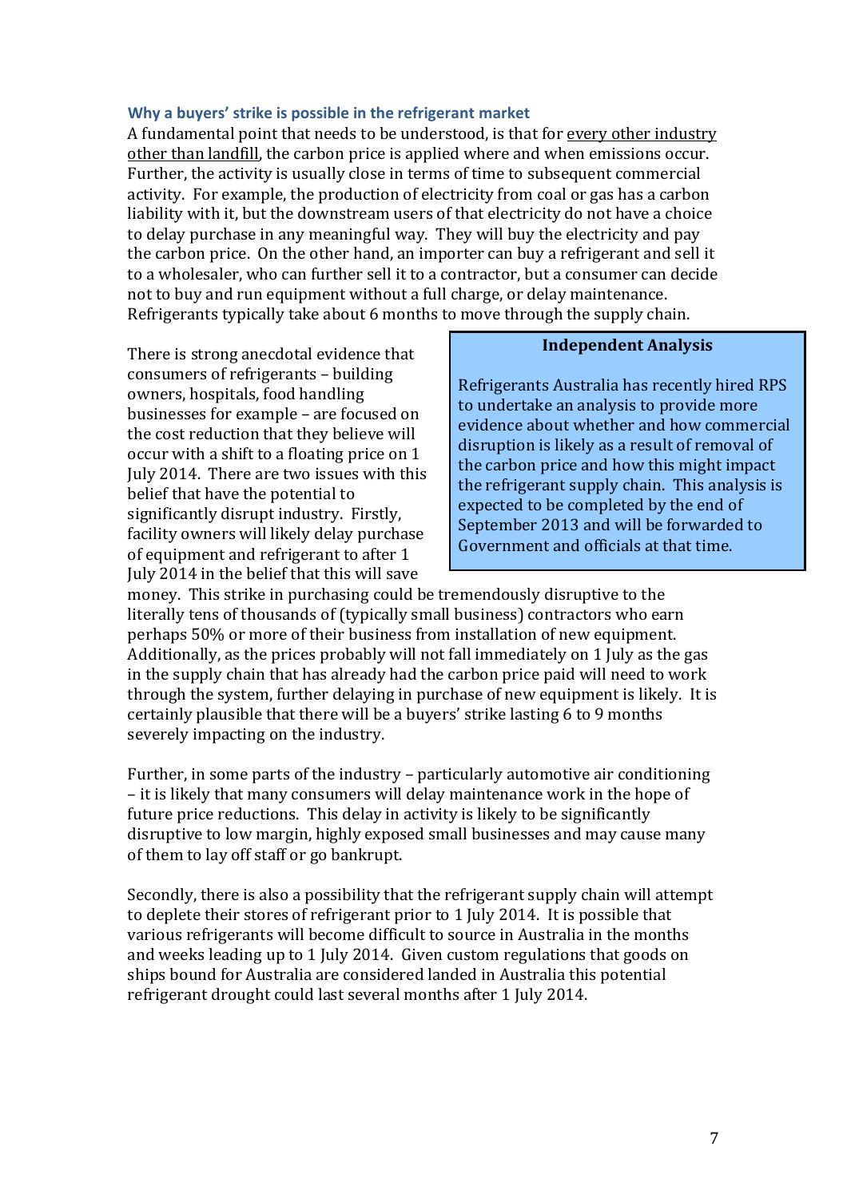### Why a buyers' strike is possible in the refrigerant market

A fundamental point that needs to be understood, is that for every other industry other than landfill, the carbon price is applied where and when emissions occur. Further, the activity is usually close in terms of time to subsequent commercial activity. For example, the production of electricity from coal or gas has a carbon liability with it, but the downstream users of that electricity do not have a choice to delay purchase in any meaningful way. They will buy the electricity and pay the carbon price. On the other hand, an importer can buy a refrigerant and sell it to a wholesaler, who can further sell it to a contractor, but a consumer can decide not to buy and run equipment without a full charge, or delay maintenance. Refrigerants typically take about 6 months to move through the supply chain.

> **Independent Analysis**
>
> Refrigerants Australia has recently hired RPS to undertake an analysis to provide more evidence about whether and how commercial disruption is likely as a result of removal of the carbon price and how this might impact the refrigerant supply chain. This analysis is expected to be completed by the end of September 2013 and will be forwarded to Government and officials at that time.

There is strong anecdotal evidence that consumers of refrigerants – building owners, hospitals, food handling businesses for example – are focused on the cost reduction that they believe will occur with a shift to a floating price on 1 July 2014. There are two issues with this belief that have the potential to significantly disrupt industry. Firstly, facility owners will likely delay purchase of equipment and refrigerant to after 1 July 2014 in the belief that this will save money. This strike in purchasing could be tremendously disruptive to the literally tens of thousands of (typically small business) contractors who earn perhaps 50% or more of their business from installation of new equipment. Additionally, as the prices probably will not fall immediately on 1 July as the gas in the supply chain that has already had the carbon price paid will need to work through the system, further delaying in purchase of new equipment is likely. It is certainly plausible that there will be a buyers' strike lasting 6 to 9 months severely impacting on the industry.

Further, in some parts of the industry – particularly automotive air conditioning – it is likely that many consumers will delay maintenance work in the hope of future price reductions. This delay in activity is likely to be significantly disruptive to low margin, highly exposed small businesses and may cause many of them to lay off staff or go bankrupt.

Secondly, there is also a possibility that the refrigerant supply chain will attempt to deplete their stores of refrigerant prior to 1 July 2014. It is possible that various refrigerants will become difficult to source in Australia in the months and weeks leading up to 1 July 2014. Given custom regulations that goods on ships bound for Australia are considered landed in Australia this potential refrigerant drought could last several months after 1 July 2014.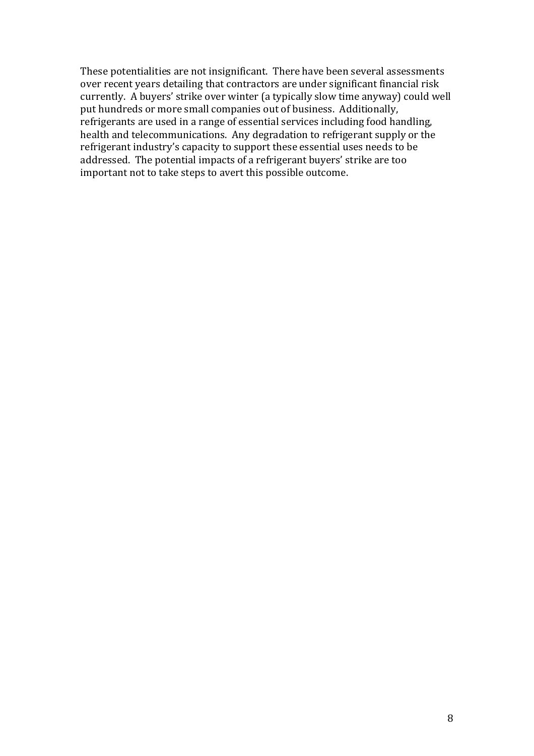These potentialities are not insignificant. There have been several assessments over recent years detailing that contractors are under significant financial risk currently. A buyers' strike over winter (a typically slow time anyway) could well put hundreds or more small companies out of business. Additionally, refrigerants are used in a range of essential services including food handling, health and telecommunications. Any degradation to refrigerant supply or the refrigerant industry's capacity to support these essential uses needs to be addressed. The potential impacts of a refrigerant buyers' strike are too important not to take steps to avert this possible outcome.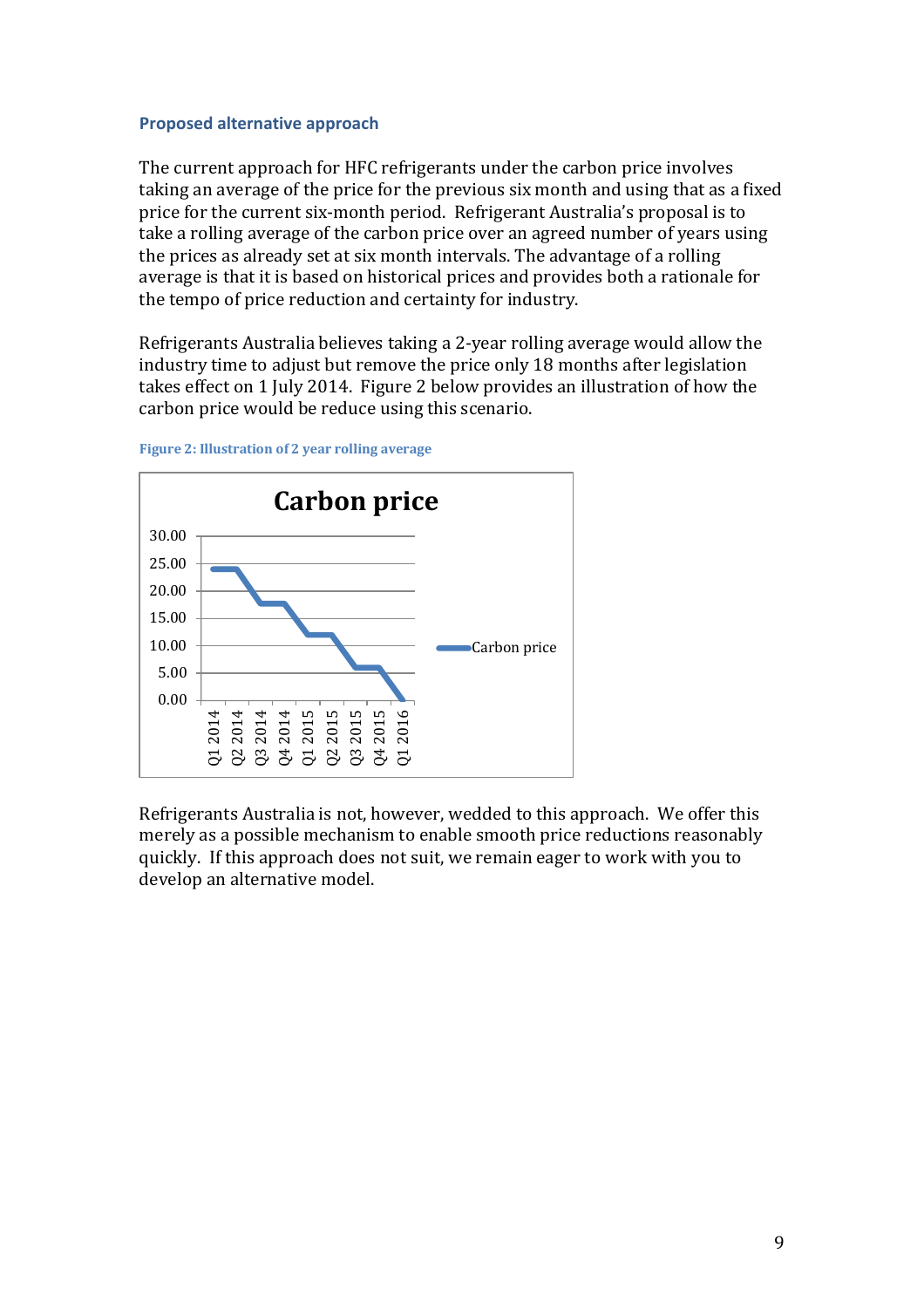### Proposed alternative approach

The current approach for HFC refrigerants under the carbon price involves taking an average of the price for the previous six month and using that as a fixed price for the current six-month period. Refrigerant Australia's proposal is to take a rolling average of the carbon price over an agreed number of years using the prices as already set at six month intervals. The advantage of a rolling average is that it is based on historical prices and provides both a rationale for the tempo of price reduction and certainty for industry.

Refrigerants Australia believes taking a 2-year rolling average would allow the industry time to adjust but remove the price only 18 months after legislation takes effect on 1 July 2014. Figure 2 below provides an illustration of how the carbon price would be reduce using this scenario.

Figure 2: Illustration of 2 year rolling average

Refrigerants Australia is not, however, wedded to this approach. We offer this merely as a possible mechanism to enable smooth price reductions reasonably quickly. If this approach does not suit, we remain eager to work with you to develop an alternative model.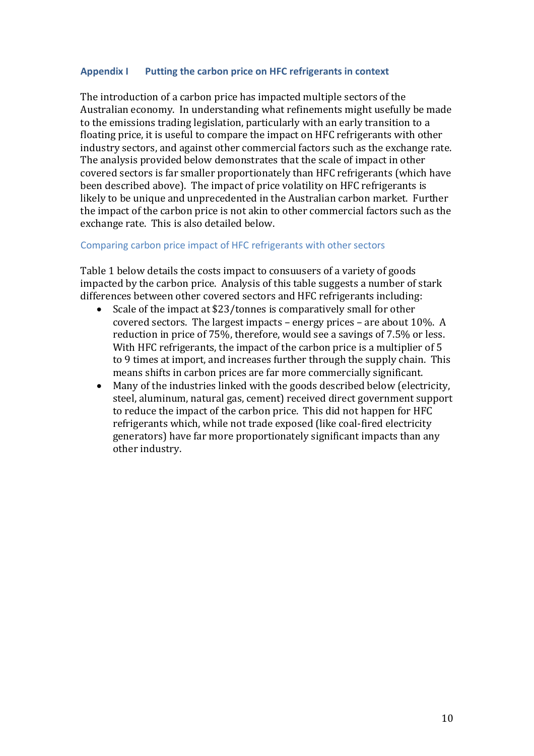### Appendix I Putting the carbon price on HFC refrigerants in context

The introduction of a carbon price has impacted multiple sectors of the Australian economy. In understanding what refinements might usefully be made to the emissions trading legislation, particularly with an early transition to a floating price, it is useful to compare the impact on HFC refrigerants with other industry sectors, and against other commercial factors such as the exchange rate. The analysis provided below demonstrates that the scale of impact in other covered sectors is far smaller proportionately than HFC refrigerants (which have been described above). The impact of price volatility on HFC refrigerants is likely to be unique and unprecedented in the Australian carbon market. Further the impact of the carbon price is not akin to other commercial factors such as the exchange rate. This is also detailed below.

#### Comparing carbon price impact of HFC refrigerants with other sectors

Table 1 below details the costs impact to consuusers of a variety of goods impacted by the carbon price. Analysis of this table suggests a number of stark differences between other covered sectors and HFC refrigerants including:

- Scale of the impact at $23/tonnes is comparatively small for other covered sectors. The largest impacts – energy prices – are about 10%. A reduction in price of 75%, therefore, would see a savings of 7.5% or less. With HFC refrigerants, the impact of the carbon price is a multiplier of 5 to 9 times at import, and increases further through the supply chain. This means shifts in carbon prices are far more commercially significant.
- Many of the industries linked with the goods described below (electricity, steel, aluminum, natural gas, cement) received direct government support to reduce the impact of the carbon price. This did not happen for HFC refrigerants which, while not trade exposed (like coal-fired electricity generators) have far more proportionately significant impacts than any other industry.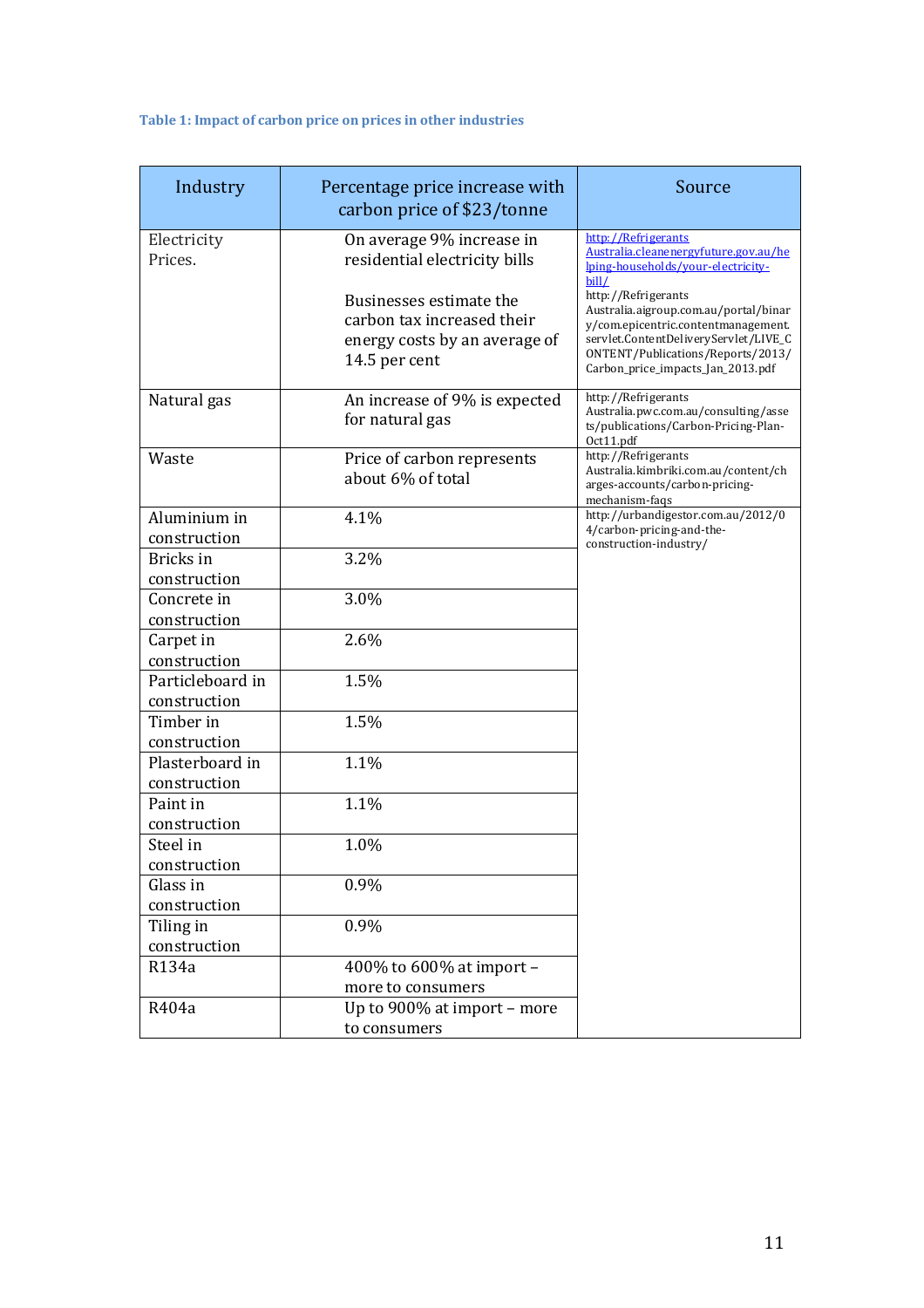**Table 1: Impact of carbon price on prices in other industries**

| Industry | Percentage price increase with carbon price of $23/tonne | Source |
|---|---|---|
| Electricity Prices. | On average 9% increase in residential electricity bills<br><br>Businesses estimate the carbon tax increased their energy costs by an average of 14.5 per cent | http://Refrigerants Australia.cleanenergyfuture.gov.au/helping-households/your-electricity-bill/<br>http://Refrigerants Australia.aigroup.com.au/portal/binary/com.epicentric.contentmanagement.servlet.ContentDeliveryServlet/LIVE_CONTENT/Publications/Reports/2013/Carbon_price_impacts_Jan_2013.pdf |
| Natural gas | An increase of 9% is expected for natural gas | http://Refrigerants Australia.pwc.com.au/consulting/assets/publications/Carbon-Pricing-Plan-Oct11.pdf |
| Waste | Price of carbon represents about 6% of total | http://Refrigerants Australia.kimbriki.com.au/content/charges-accounts/carbon-pricing-mechanism-faqs |
| Aluminium in construction | 4.1% | http://urbandigestor.com.au/2012/04/carbon-pricing-and-the-construction-industry/ |
| Bricks in construction | 3.2% | |
| Concrete in construction | 3.0% | |
| Carpet in construction | 2.6% | |
| Particleboard in construction | 1.5% | |
| Timber in construction | 1.5% | |
| Plasterboard in construction | 1.1% | |
| Paint in construction | 1.1% | |
| Steel in construction | 1.0% | |
| Glass in construction | 0.9% | |
| Tiling in construction | 0.9% | |
| R134a | 400% to 600% at import – more to consumers | |
| R404a | Up to 900% at import – more to consumers | |